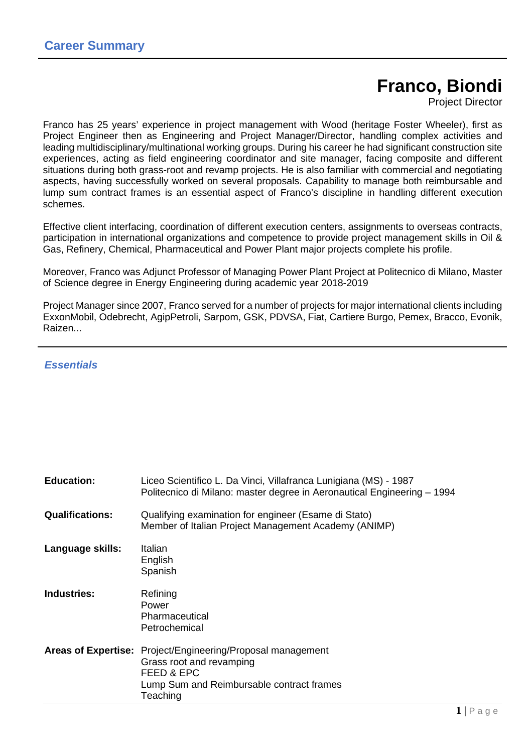## Career Summary

# Franco, Biondi

Project Director

Franco has 25 years' experience in project management with Wood (heritage Foster Wheeler), first as Project Engineer then as Engineering and Project Manager/Director, handling complex activities and leading multidisciplinary/multinational working groups. During his career he had significant construction site experiences, acting as field engineering coordinator and site manager, facing composite and different situations during both grass-root and revamp projects. He is also familiar with commercial and negotiating aspects, having successfully worked on several proposals. Capability to manage both reimbursable and lump sum contract frames is an essential aspect of Franco's discipline in handling different execution schemes.

Effective client interfacing, coordination of different execution centers, assignments to overseas contracts, participation in international organizations and competence to provide project management skills in Oil & Gas, Refinery, Chemical, Pharmaceutical and Power Plant major projects complete his profile.

Moreover, Franco was Adjunct Professor of Managing Power Plant Project at Politecnico di Milano, Master of Science degree in Energy Engineering during academic year 2018-2019

Project Manager since 2007, Franco served for a number of projects for major international clients including ExxonMobil, Odebrecht, AgipPetroli, Sarpom, GSK, PDVSA, Fiat, Cartiere Burgo, Pemex, Bracco, Evonik, Raizen...

## *Essentials*

**Education:**
Liceo Scientifico L. Da Vinci, Villafranca Lunigiana (MS) - 1987
Politecnico di Milano: master degree in Aeronautical Engineering – 1994

**Qualifications:**
Qualifying examination for engineer (Esame di Stato)
Member of Italian Project Management Academy (ANIMP)

**Language skills:**
Italian
English
Spanish

**Industries:**
Refining
Power
Pharmaceutical
Petrochemical

**Areas of Expertise:**
Project/Engineering/Proposal management
Grass root and revamping
FEED & EPC
Lump Sum and Reimbursable contract frames
Teaching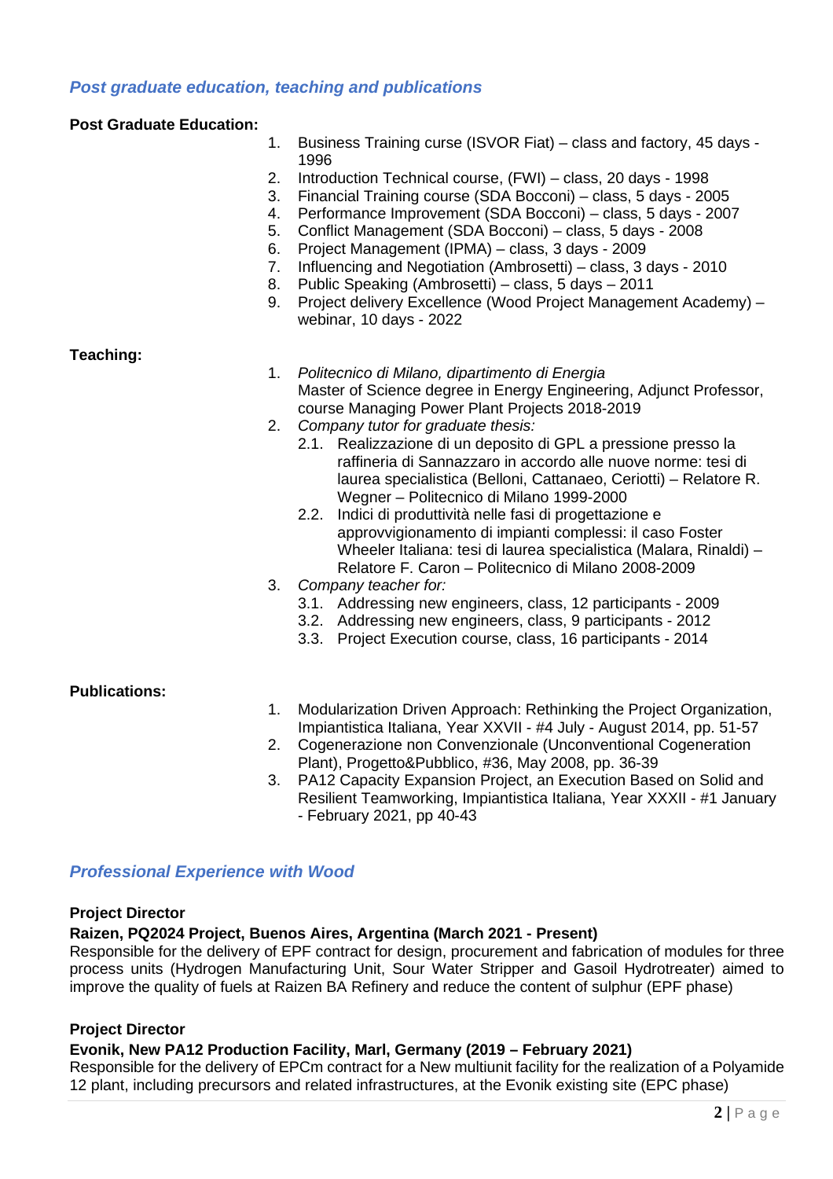## *Post graduate education, teaching and publications*

**Post Graduate Education:**

1. Business Training curse (ISVOR Fiat) – class and factory, 45 days - 1996
2. Introduction Technical course, (FWI) – class, 20 days - 1998
3. Financial Training course (SDA Bocconi) – class, 5 days - 2005
4. Performance Improvement (SDA Bocconi) – class, 5 days - 2007
5. Conflict Management (SDA Bocconi) – class, 5 days - 2008
6. Project Management (IPMA) – class, 3 days - 2009
7. Influencing and Negotiation (Ambrosetti) – class, 3 days - 2010
8. Public Speaking (Ambrosetti) – class, 5 days – 2011
9. Project delivery Excellence (Wood Project Management Academy) – webinar, 10 days - 2022

**Teaching:**

1. *Politecnico di Milano, dipartimento di Energia*
   Master of Science degree in Energy Engineering, Adjunct Professor, course Managing Power Plant Projects 2018-2019
2. *Company tutor for graduate thesis:*
   - 2.1. Realizzazione di un deposito di GPL a pressione presso la raffineria di Sannazzaro in accordo alle nuove norme: tesi di laurea specialistica (Belloni, Cattanaeo, Ceriotti) – Relatore R. Wegner – Politecnico di Milano 1999-2000
   - 2.2. Indici di produttività nelle fasi di progettazione e approvvigionamento di impianti complessi: il caso Foster Wheeler Italiana: tesi di laurea specialistica (Malara, Rinaldi) – Relatore F. Caron – Politecnico di Milano 2008-2009
3. *Company teacher for:*
   - 3.1. Addressing new engineers, class, 12 participants - 2009
   - 3.2. Addressing new engineers, class, 9 participants - 2012
   - 3.3. Project Execution course, class, 16 participants - 2014

**Publications:**

1. Modularization Driven Approach: Rethinking the Project Organization, Impiantistica Italiana, Year XXVII - #4 July - August 2014, pp. 51-57
2. Cogenerazione non Convenzionale (Unconventional Cogeneration Plant), Progetto&Pubblico, #36, May 2008, pp. 36-39
3. PA12 Capacity Expansion Project, an Execution Based on Solid and Resilient Teamworking, Impiantistica Italiana, Year XXXII - #1 January - February 2021, pp 40-43

## *Professional Experience with Wood*

**Project Director**

**Raizen, PQ2024 Project, Buenos Aires, Argentina (March 2021 - Present)**

Responsible for the delivery of EPF contract for design, procurement and fabrication of modules for three process units (Hydrogen Manufacturing Unit, Sour Water Stripper and Gasoil Hydrotreater) aimed to improve the quality of fuels at Raizen BA Refinery and reduce the content of sulphur (EPF phase)

**Project Director**

**Evonik, New PA12 Production Facility, Marl, Germany (2019 – February 2021)**

Responsible for the delivery of EPCm contract for a New multiunit facility for the realization of a Polyamide 12 plant, including precursors and related infrastructures, at the Evonik existing site (EPC phase)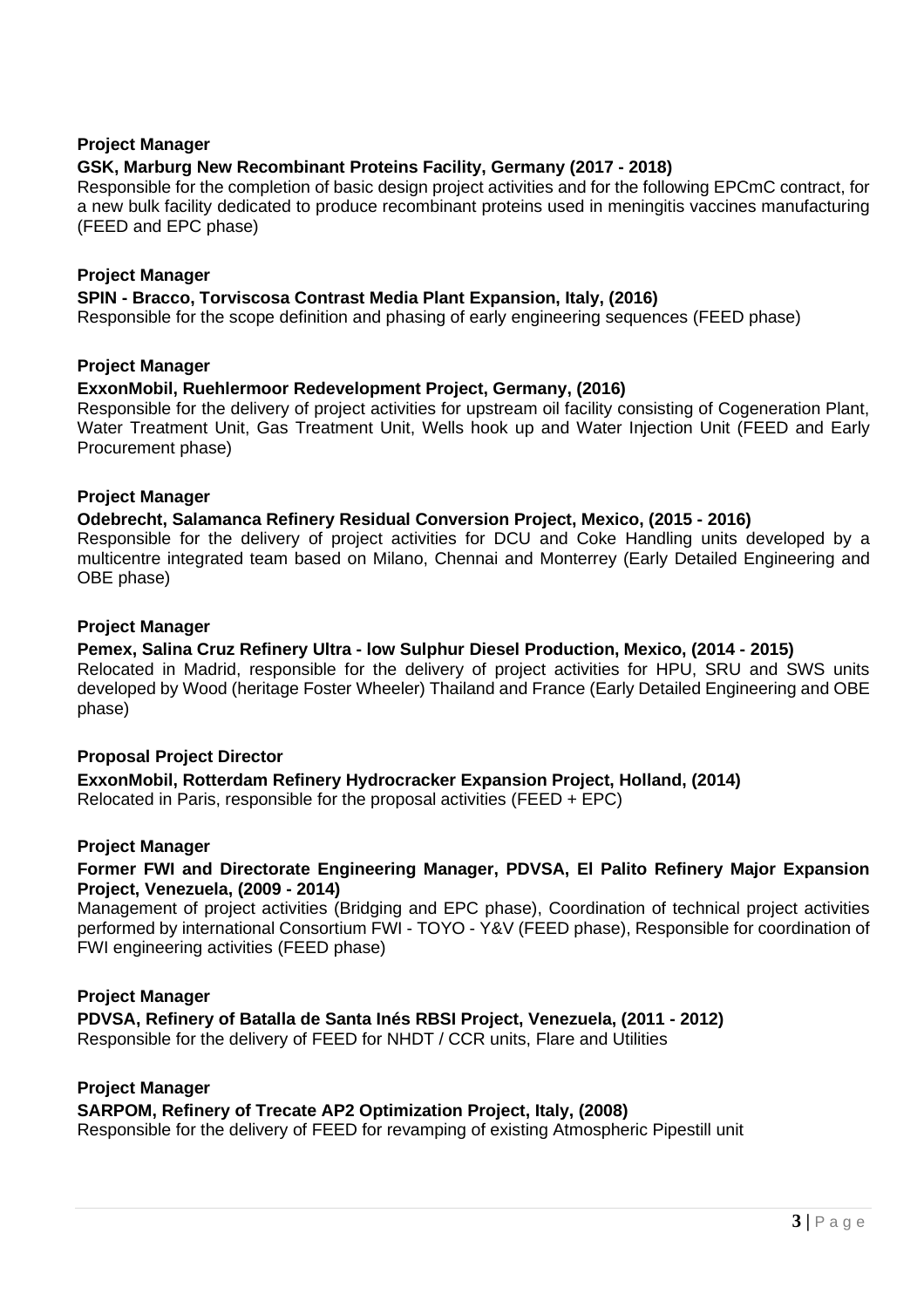**Project Manager**

**GSK, Marburg New Recombinant Proteins Facility, Germany (2017 - 2018)**

Responsible for the completion of basic design project activities and for the following EPCmC contract, for a new bulk facility dedicated to produce recombinant proteins used in meningitis vaccines manufacturing (FEED and EPC phase)

**Project Manager**

**SPIN - Bracco, Torviscosa Contrast Media Plant Expansion, Italy, (2016)**

Responsible for the scope definition and phasing of early engineering sequences (FEED phase)

**Project Manager**

**ExxonMobil, Ruehlermoor Redevelopment Project, Germany, (2016)**

Responsible for the delivery of project activities for upstream oil facility consisting of Cogeneration Plant, Water Treatment Unit, Gas Treatment Unit, Wells hook up and Water Injection Unit (FEED and Early Procurement phase)

**Project Manager**

**Odebrecht, Salamanca Refinery Residual Conversion Project, Mexico, (2015 - 2016)**

Responsible for the delivery of project activities for DCU and Coke Handling units developed by a multicentre integrated team based on Milano, Chennai and Monterrey (Early Detailed Engineering and OBE phase)

**Project Manager**

**Pemex, Salina Cruz Refinery Ultra - low Sulphur Diesel Production, Mexico, (2014 - 2015)**

Relocated in Madrid, responsible for the delivery of project activities for HPU, SRU and SWS units developed by Wood (heritage Foster Wheeler) Thailand and France (Early Detailed Engineering and OBE phase)

**Proposal Project Director**

**ExxonMobil, Rotterdam Refinery Hydrocracker Expansion Project, Holland, (2014)**

Relocated in Paris, responsible for the proposal activities (FEED + EPC)

**Project Manager**

**Former FWI and Directorate Engineering Manager, PDVSA, El Palito Refinery Major Expansion Project, Venezuela, (2009 - 2014)**

Management of project activities (Bridging and EPC phase), Coordination of technical project activities performed by international Consortium FWI - TOYO - Y&V (FEED phase), Responsible for coordination of FWI engineering activities (FEED phase)

**Project Manager**

**PDVSA, Refinery of Batalla de Santa Inés RBSI Project, Venezuela, (2011 - 2012)**

Responsible for the delivery of FEED for NHDT / CCR units, Flare and Utilities

**Project Manager**

**SARPOM, Refinery of Trecate AP2 Optimization Project, Italy, (2008)**

Responsible for the delivery of FEED for revamping of existing Atmospheric Pipestill unit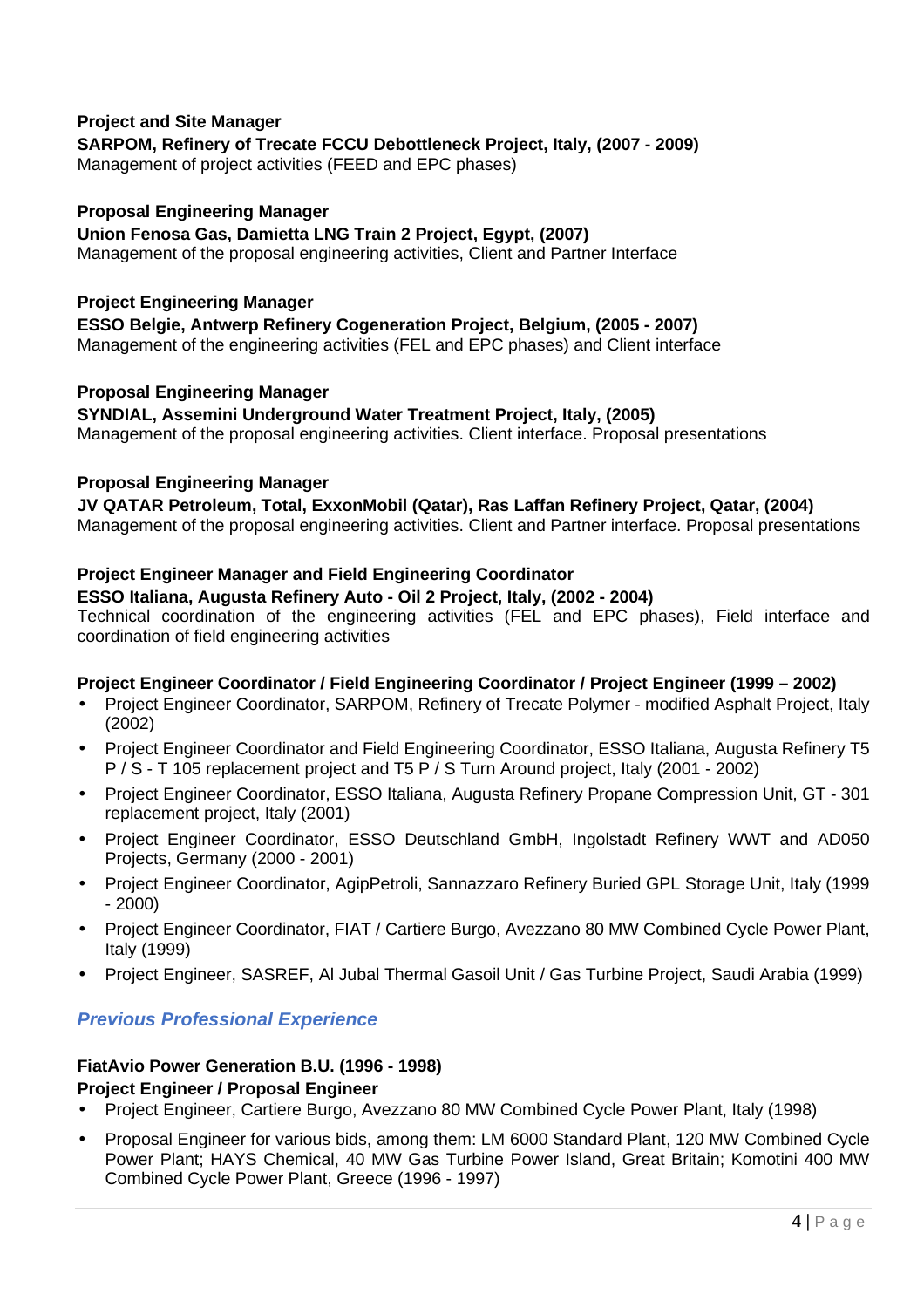**Project and Site Manager**
**SARPOM, Refinery of Trecate FCCU Debottleneck Project, Italy, (2007 - 2009)**
Management of project activities (FEED and EPC phases)

**Proposal Engineering Manager**
**Union Fenosa Gas, Damietta LNG Train 2 Project, Egypt, (2007)**
Management of the proposal engineering activities, Client and Partner Interface

**Project Engineering Manager**
**ESSO Belgie, Antwerp Refinery Cogeneration Project, Belgium, (2005 - 2007)**
Management of the engineering activities (FEL and EPC phases) and Client interface

**Proposal Engineering Manager**
**SYNDIAL, Assemini Underground Water Treatment Project, Italy, (2005)**
Management of the proposal engineering activities. Client interface. Proposal presentations

**Proposal Engineering Manager**
**JV QATAR Petroleum, Total, ExxonMobil (Qatar), Ras Laffan Refinery Project, Qatar, (2004)**
Management of the proposal engineering activities. Client and Partner interface. Proposal presentations

**Project Engineer Manager and Field Engineering Coordinator**
**ESSO Italiana, Augusta Refinery Auto - Oil 2 Project, Italy, (2002 - 2004)**
Technical coordination of the engineering activities (FEL and EPC phases), Field interface and coordination of field engineering activities

**Project Engineer Coordinator / Field Engineering Coordinator / Project Engineer (1999 – 2002)**

- Project Engineer Coordinator, SARPOM, Refinery of Trecate Polymer - modified Asphalt Project, Italy (2002)
- Project Engineer Coordinator and Field Engineering Coordinator, ESSO Italiana, Augusta Refinery T5 P / S - T 105 replacement project and T5 P / S Turn Around project, Italy (2001 - 2002)
- Project Engineer Coordinator, ESSO Italiana, Augusta Refinery Propane Compression Unit, GT - 301 replacement project, Italy (2001)
- Project Engineer Coordinator, ESSO Deutschland GmbH, Ingolstadt Refinery WWT and AD050 Projects, Germany (2000 - 2001)
- Project Engineer Coordinator, AgipPetroli, Sannazzaro Refinery Buried GPL Storage Unit, Italy (1999 - 2000)
- Project Engineer Coordinator, FIAT / Cartiere Burgo, Avezzano 80 MW Combined Cycle Power Plant, Italy (1999)
- Project Engineer, SASREF, Al Jubal Thermal Gasoil Unit / Gas Turbine Project, Saudi Arabia (1999)

## *Previous Professional Experience*

**FiatAvio Power Generation B.U. (1996 - 1998)**
**Project Engineer / Proposal Engineer**

- Project Engineer, Cartiere Burgo, Avezzano 80 MW Combined Cycle Power Plant, Italy (1998)
- Proposal Engineer for various bids, among them: LM 6000 Standard Plant, 120 MW Combined Cycle Power Plant; HAYS Chemical, 40 MW Gas Turbine Power Island, Great Britain; Komotini 400 MW Combined Cycle Power Plant, Greece (1996 - 1997)